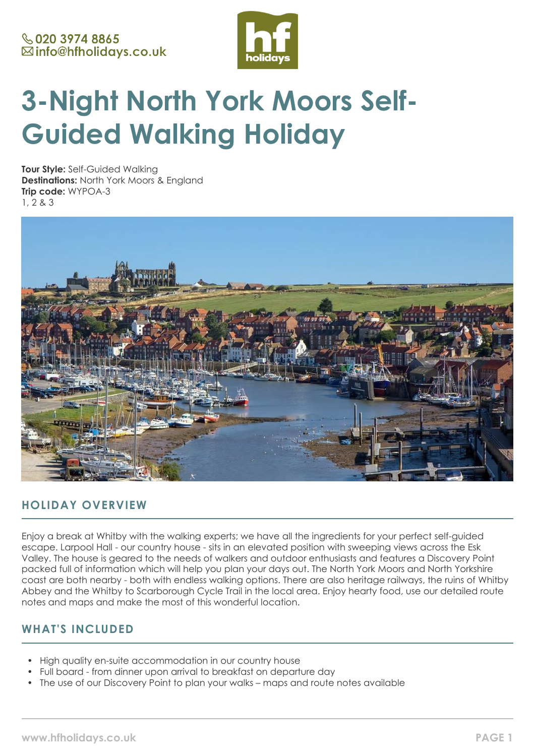📞 020 3974 8865
✉ info@hfholidays.co.uk

# 3-Night North York Moors Self-Guided Walking Holiday

**Tour Style:** Self-Guided Walking
**Destinations:** North York Moors & England
**Trip code:** WYPOA-3
1, 2 & 3

## HOLIDAY OVERVIEW

Enjoy a break at Whitby with the walking experts; we have all the ingredients for your perfect self-guided escape. Larpool Hall - our country house - sits in an elevated position with sweeping views across the Esk Valley. The house is geared to the needs of walkers and outdoor enthusiasts and features a Discovery Point packed full of information which will help you plan your days out. The North York Moors and North Yorkshire coast are both nearby - both with endless walking options. There are also heritage railways, the ruins of Whitby Abbey and the Whitby to Scarborough Cycle Trail in the local area. Enjoy hearty food, use our detailed route notes and maps and make the most of this wonderful location.

## WHAT'S INCLUDED

- High quality en-suite accommodation in our country house
- Full board - from dinner upon arrival to breakfast on departure day
- The use of our Discovery Point to plan your walks – maps and route notes available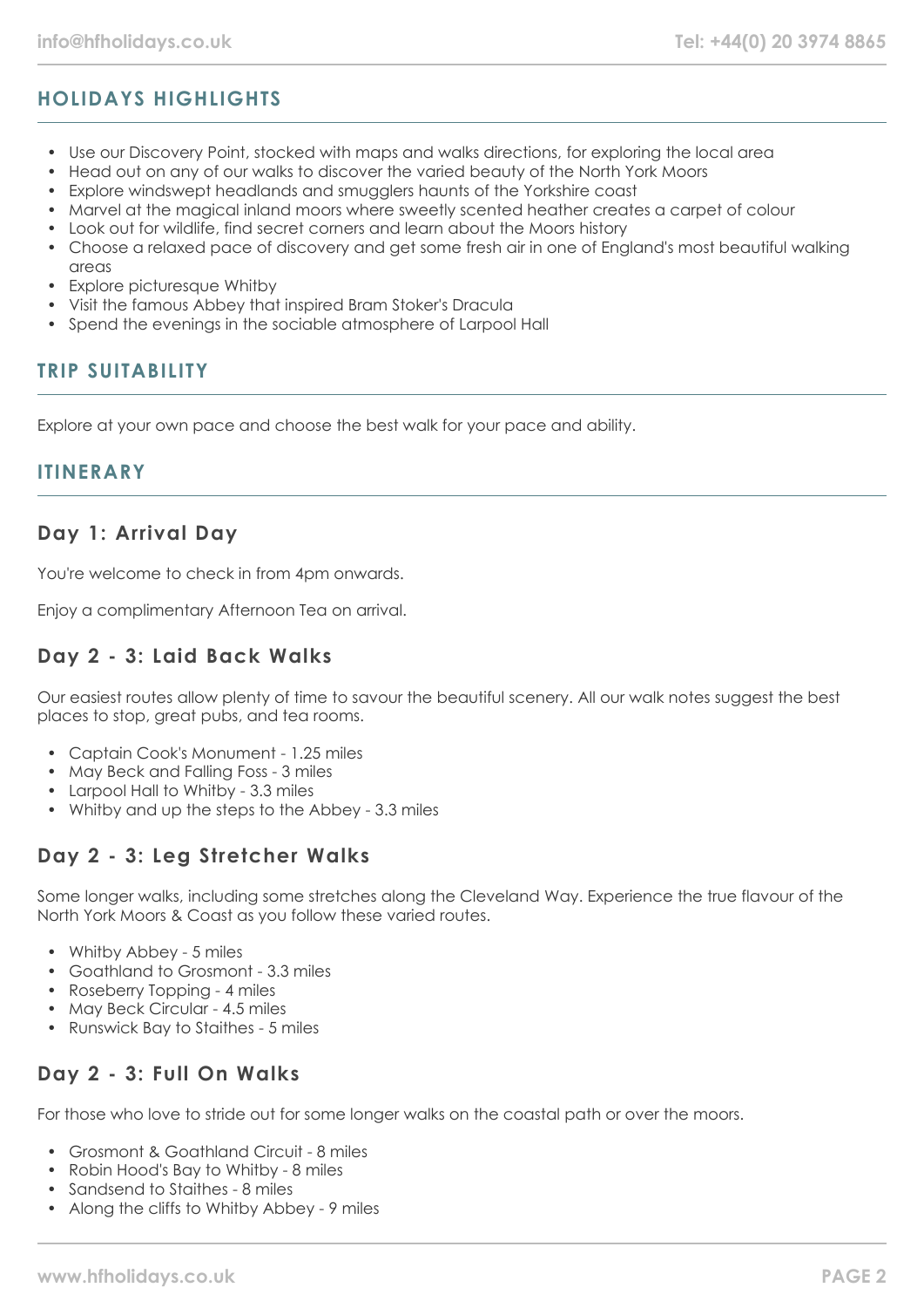## HOLIDAYS HIGHLIGHTS

- Use our Discovery Point, stocked with maps and walks directions, for exploring the local area
- Head out on any of our walks to discover the varied beauty of the North York Moors
- Explore windswept headlands and smugglers haunts of the Yorkshire coast
- Marvel at the magical inland moors where sweetly scented heather creates a carpet of colour
- Look out for wildlife, find secret corners and learn about the Moors history
- Choose a relaxed pace of discovery and get some fresh air in one of England's most beautiful walking areas
- Explore picturesque Whitby
- Visit the famous Abbey that inspired Bram Stoker's Dracula
- Spend the evenings in the sociable atmosphere of Larpool Hall

## TRIP SUITABILITY

Explore at your own pace and choose the best walk for your pace and ability.

## ITINERARY

### Day 1: Arrival Day

You're welcome to check in from 4pm onwards.

Enjoy a complimentary Afternoon Tea on arrival.

### Day 2 - 3: Laid Back Walks

Our easiest routes allow plenty of time to savour the beautiful scenery. All our walk notes suggest the best places to stop, great pubs, and tea rooms.

- Captain Cook's Monument - 1.25 miles
- May Beck and Falling Foss - 3 miles
- Larpool Hall to Whitby - 3.3 miles
- Whitby and up the steps to the Abbey - 3.3 miles

### Day 2 - 3: Leg Stretcher Walks

Some longer walks, including some stretches along the Cleveland Way. Experience the true flavour of the North York Moors & Coast as you follow these varied routes.

- Whitby Abbey - 5 miles
- Goathland to Grosmont - 3.3 miles
- Roseberry Topping - 4 miles
- May Beck Circular - 4.5 miles
- Runswick Bay to Staithes - 5 miles

### Day 2 - 3: Full On Walks

For those who love to stride out for some longer walks on the coastal path or over the moors.

- Grosmont & Goathland Circuit - 8 miles
- Robin Hood's Bay to Whitby - 8 miles
- Sandsend to Staithes - 8 miles
- Along the cliffs to Whitby Abbey - 9 miles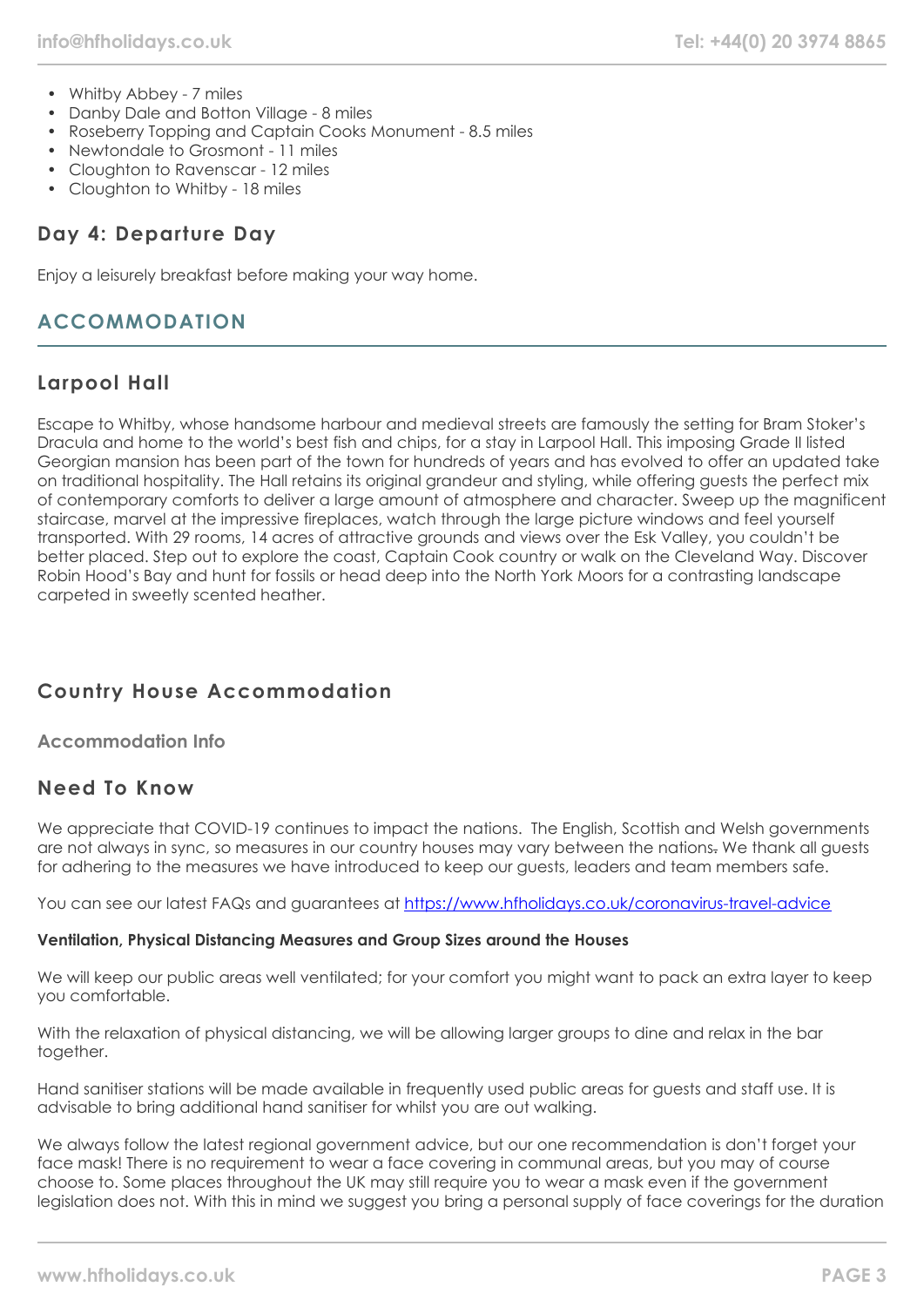- Whitby Abbey - 7 miles
- Danby Dale and Botton Village - 8 miles
- Roseberry Topping and Captain Cooks Monument - 8.5 miles
- Newtondale to Grosmont - 11 miles
- Cloughton to Ravenscar - 12 miles
- Cloughton to Whitby - 18 miles

### Day 4: Departure Day

Enjoy a leisurely breakfast before making your way home.

## ACCOMMODATION

### Larpool Hall

Escape to Whitby, whose handsome harbour and medieval streets are famously the setting for Bram Stoker's Dracula and home to the world's best fish and chips, for a stay in Larpool Hall. This imposing Grade II listed Georgian mansion has been part of the town for hundreds of years and has evolved to offer an updated take on traditional hospitality. The Hall retains its original grandeur and styling, while offering guests the perfect mix of contemporary comforts to deliver a large amount of atmosphere and character. Sweep up the magnificent staircase, marvel at the impressive fireplaces, watch through the large picture windows and feel yourself transported. With 29 rooms, 14 acres of attractive grounds and views over the Esk Valley, you couldn't be better placed. Step out to explore the coast, Captain Cook country or walk on the Cleveland Way. Discover Robin Hood's Bay and hunt for fossils or head deep into the North York Moors for a contrasting landscape carpeted in sweetly scented heather.

### Country House Accommodation

#### Accommodation Info

### Need To Know

We appreciate that COVID-19 continues to impact the nations. The English, Scottish and Welsh governments are not always in sync, so measures in our country houses may vary between the nations. We thank all guests for adhering to the measures we have introduced to keep our guests, leaders and team members safe.

You can see our latest FAQs and guarantees at [https://www.hfholidays.co.uk/coronavirus-travel-advice](https://www.hfholidays.co.uk/coronavirus-travel-advice)

**Ventilation, Physical Distancing Measures and Group Sizes around the Houses**

We will keep our public areas well ventilated; for your comfort you might want to pack an extra layer to keep you comfortable.

With the relaxation of physical distancing, we will be allowing larger groups to dine and relax in the bar together.

Hand sanitiser stations will be made available in frequently used public areas for guests and staff use. It is advisable to bring additional hand sanitiser for whilst you are out walking.

We always follow the latest regional government advice, but our one recommendation is don't forget your face mask! There is no requirement to wear a face covering in communal areas, but you may of course choose to. Some places throughout the UK may still require you to wear a mask even if the government legislation does not. With this in mind we suggest you bring a personal supply of face coverings for the duration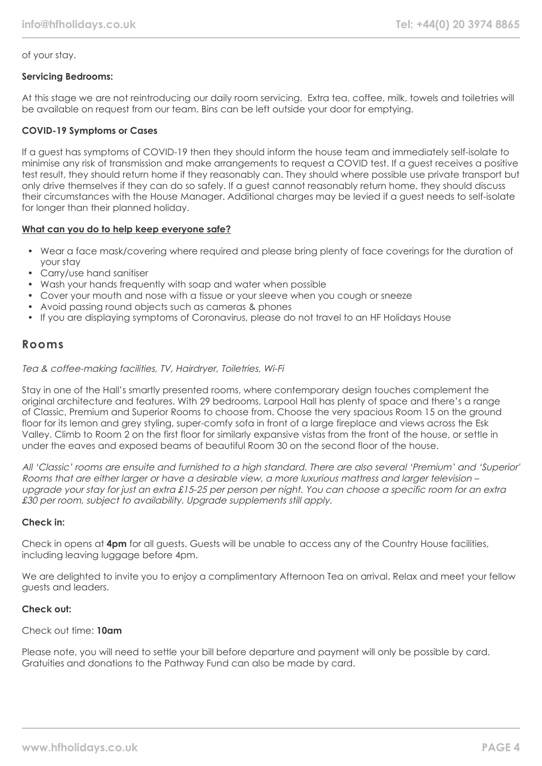of your stay.

**Servicing Bedrooms:**

At this stage we are not reintroducing our daily room servicing. Extra tea, coffee, milk, towels and toiletries will be available on request from our team. Bins can be left outside your door for emptying.

**COVID-19 Symptoms or Cases**

If a guest has symptoms of COVID-19 then they should inform the house team and immediately self-isolate to minimise any risk of transmission and make arrangements to request a COVID test. If a guest receives a positive test result, they should return home if they reasonably can. They should where possible use private transport but only drive themselves if they can do so safely. If a guest cannot reasonably return home, they should discuss their circumstances with the House Manager. Additional charges may be levied if a guest needs to self-isolate for longer than their planned holiday.

**What can you do to help keep everyone safe?**

- Wear a face mask/covering where required and please bring plenty of face coverings for the duration of your stay
- Carry/use hand sanitiser
- Wash your hands frequently with soap and water when possible
- Cover your mouth and nose with a tissue or your sleeve when you cough or sneeze
- Avoid passing round objects such as cameras & phones
- If you are displaying symptoms of Coronavirus, please do not travel to an HF Holidays House

## Rooms

*Tea & coffee-making facilities, TV, Hairdryer, Toiletries, Wi-Fi*

Stay in one of the Hall's smartly presented rooms, where contemporary design touches complement the original architecture and features. With 29 bedrooms, Larpool Hall has plenty of space and there's a range of Classic, Premium and Superior Rooms to choose from. Choose the very spacious Room 15 on the ground floor for its lemon and grey styling, super-comfy sofa in front of a large fireplace and views across the Esk Valley. Climb to Room 2 on the first floor for similarly expansive vistas from the front of the house, or settle in under the eaves and exposed beams of beautiful Room 30 on the second floor of the house.

*All 'Classic' rooms are ensuite and furnished to a high standard. There are also several 'Premium' and 'Superior' Rooms that are either larger or have a desirable view, a more luxurious mattress and larger television – upgrade your stay for just an extra £15-25 per person per night. You can choose a specific room for an extra £30 per room, subject to availability. Upgrade supplements still apply.*

**Check in:**

Check in opens at **4pm** for all guests. Guests will be unable to access any of the Country House facilities, including leaving luggage before 4pm.

We are delighted to invite you to enjoy a complimentary Afternoon Tea on arrival. Relax and meet your fellow guests and leaders.

**Check out:**

Check out time: **10am**

Please note, you will need to settle your bill before departure and payment will only be possible by card. Gratuities and donations to the Pathway Fund can also be made by card.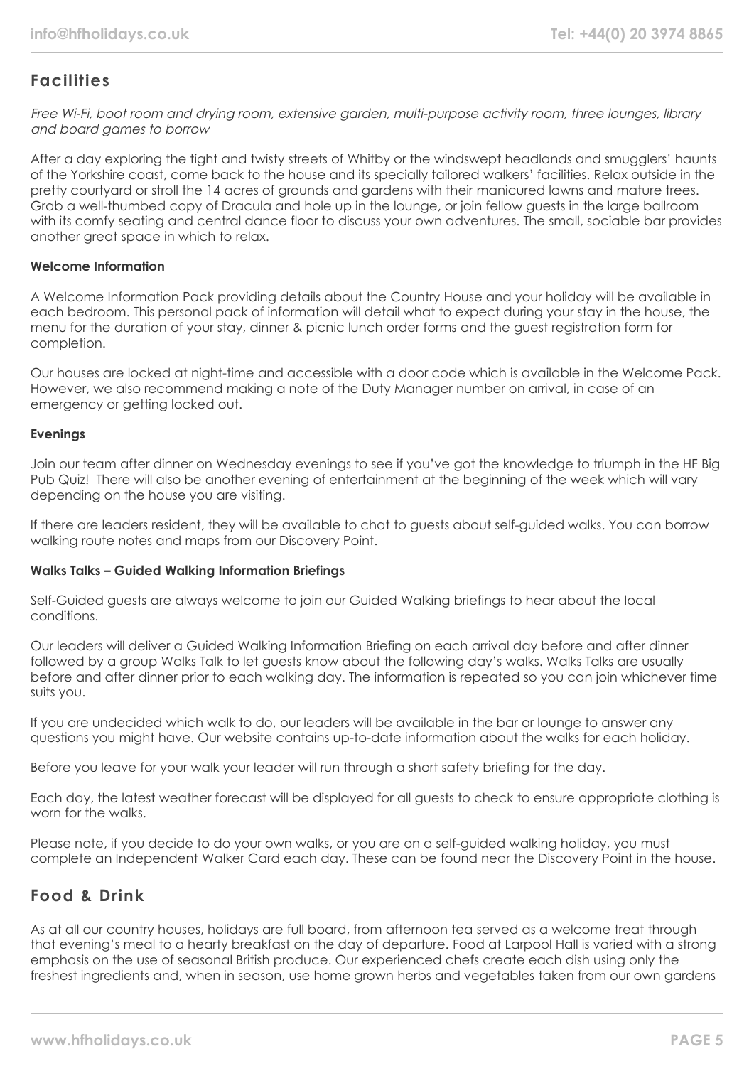## Facilities

*Free Wi-Fi, boot room and drying room, extensive garden, multi-purpose activity room, three lounges, library and board games to borrow*

After a day exploring the tight and twisty streets of Whitby or the windswept headlands and smugglers' haunts of the Yorkshire coast, come back to the house and its specially tailored walkers' facilities. Relax outside in the pretty courtyard or stroll the 14 acres of grounds and gardens with their manicured lawns and mature trees. Grab a well-thumbed copy of Dracula and hole up in the lounge, or join fellow guests in the large ballroom with its comfy seating and central dance floor to discuss your own adventures. The small, sociable bar provides another great space in which to relax.

**Welcome Information**

A Welcome Information Pack providing details about the Country House and your holiday will be available in each bedroom. This personal pack of information will detail what to expect during your stay in the house, the menu for the duration of your stay, dinner & picnic lunch order forms and the guest registration form for completion.

Our houses are locked at night-time and accessible with a door code which is available in the Welcome Pack. However, we also recommend making a note of the Duty Manager number on arrival, in case of an emergency or getting locked out.

**Evenings**

Join our team after dinner on Wednesday evenings to see if you've got the knowledge to triumph in the HF Big Pub Quiz! There will also be another evening of entertainment at the beginning of the week which will vary depending on the house you are visiting.

If there are leaders resident, they will be available to chat to guests about self-guided walks. You can borrow walking route notes and maps from our Discovery Point.

**Walks Talks – Guided Walking Information Briefings**

Self-Guided guests are always welcome to join our Guided Walking briefings to hear about the local conditions.

Our leaders will deliver a Guided Walking Information Briefing on each arrival day before and after dinner followed by a group Walks Talk to let guests know about the following day's walks. Walks Talks are usually before and after dinner prior to each walking day. The information is repeated so you can join whichever time suits you.

If you are undecided which walk to do, our leaders will be available in the bar or lounge to answer any questions you might have. Our website contains up-to-date information about the walks for each holiday.

Before you leave for your walk your leader will run through a short safety briefing for the day.

Each day, the latest weather forecast will be displayed for all guests to check to ensure appropriate clothing is worn for the walks.

Please note, if you decide to do your own walks, or you are on a self-guided walking holiday, you must complete an Independent Walker Card each day. These can be found near the Discovery Point in the house.

## Food & Drink

As at all our country houses, holidays are full board, from afternoon tea served as a welcome treat through that evening's meal to a hearty breakfast on the day of departure. Food at Larpool Hall is varied with a strong emphasis on the use of seasonal British produce. Our experienced chefs create each dish using only the freshest ingredients and, when in season, use home grown herbs and vegetables taken from our own gardens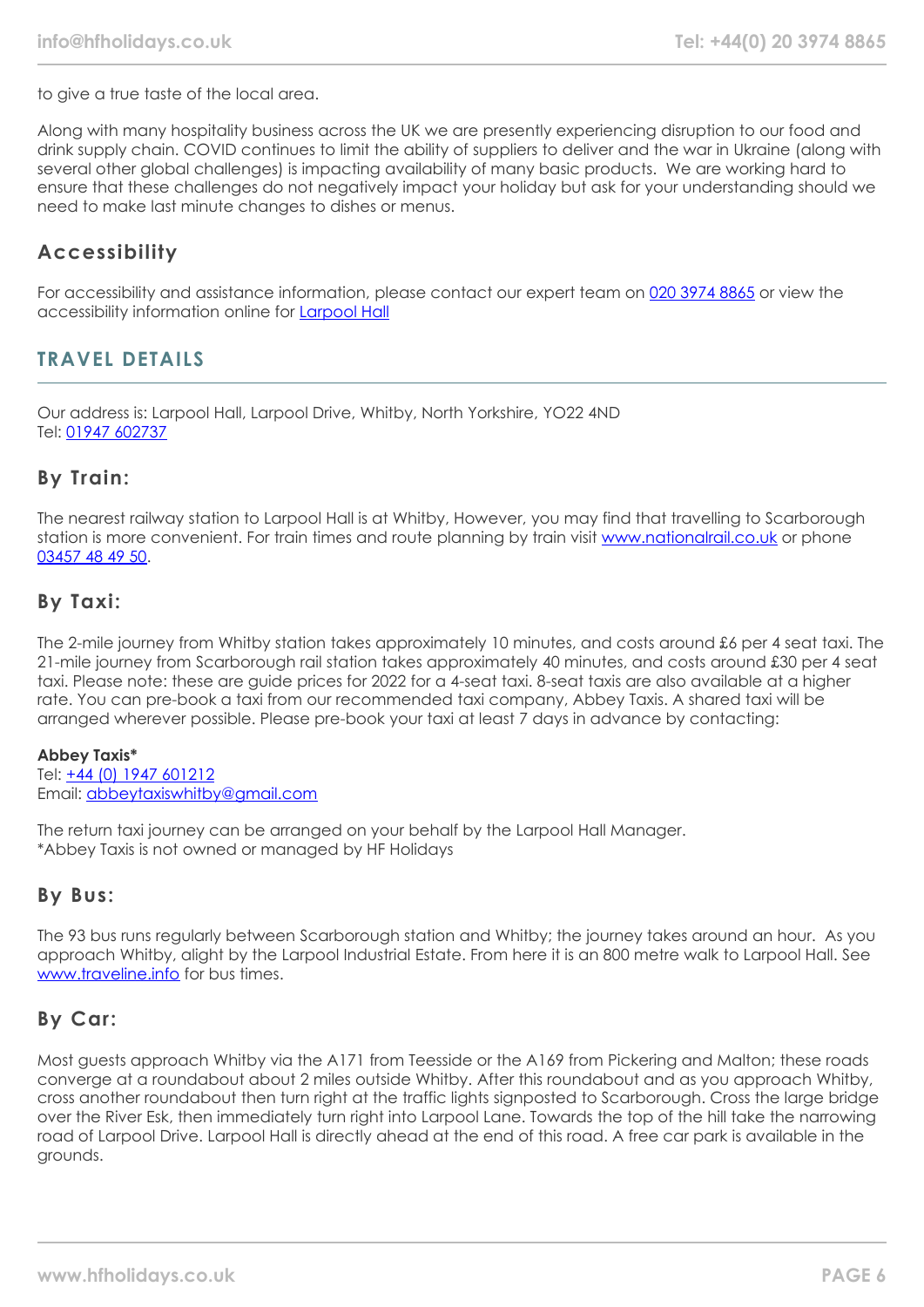to give a true taste of the local area.

Along with many hospitality business across the UK we are presently experiencing disruption to our food and drink supply chain. COVID continues to limit the ability of suppliers to deliver and the war in Ukraine (along with several other global challenges) is impacting availability of many basic products. We are working hard to ensure that these challenges do not negatively impact your holiday but ask for your understanding should we need to make last minute changes to dishes or menus.

### Accessibility

For accessibility and assistance information, please contact our expert team on [020 3974 8865](tel:02039748865) or view the accessibility information online for [Larpool Hall]()

## TRAVEL DETAILS

Our address is: Larpool Hall, Larpool Drive, Whitby, North Yorkshire, YO22 4ND
Tel: [01947 602737]()

### By Train:

The nearest railway station to Larpool Hall is at Whitby, However, you may find that travelling to Scarborough station is more convenient. For train times and route planning by train visit [www.nationalrail.co.uk]() or phone [03457 48 49 50]().

### By Taxi:

The 2-mile journey from Whitby station takes approximately 10 minutes, and costs around £6 per 4 seat taxi. The 21-mile journey from Scarborough rail station takes approximately 40 minutes, and costs around £30 per 4 seat taxi. Please note: these are guide prices for 2022 for a 4-seat taxi. 8-seat taxis are also available at a higher rate. You can pre-book a taxi from our recommended taxi company, Abbey Taxis. A shared taxi will be arranged wherever possible. Please pre-book your taxi at least 7 days in advance by contacting:

**Abbey Taxis***
Tel: [+44 (0) 1947 601212]()
Email: [abbeytaxiswhitby@gmail.com]()

The return taxi journey can be arranged on your behalf by the Larpool Hall Manager.
*Abbey Taxis is not owned or managed by HF Holidays

### By Bus:

The 93 bus runs regularly between Scarborough station and Whitby; the journey takes around an hour. As you approach Whitby, alight by the Larpool Industrial Estate. From here it is an 800 metre walk to Larpool Hall. See [www.traveline.info]() for bus times.

### By Car:

Most guests approach Whitby via the A171 from Teesside or the A169 from Pickering and Malton; these roads converge at a roundabout about 2 miles outside Whitby. After this roundabout and as you approach Whitby, cross another roundabout then turn right at the traffic lights signposted to Scarborough. Cross the large bridge over the River Esk, then immediately turn right into Larpool Lane. Towards the top of the hill take the narrowing road of Larpool Drive. Larpool Hall is directly ahead at the end of this road. A free car park is available in the grounds.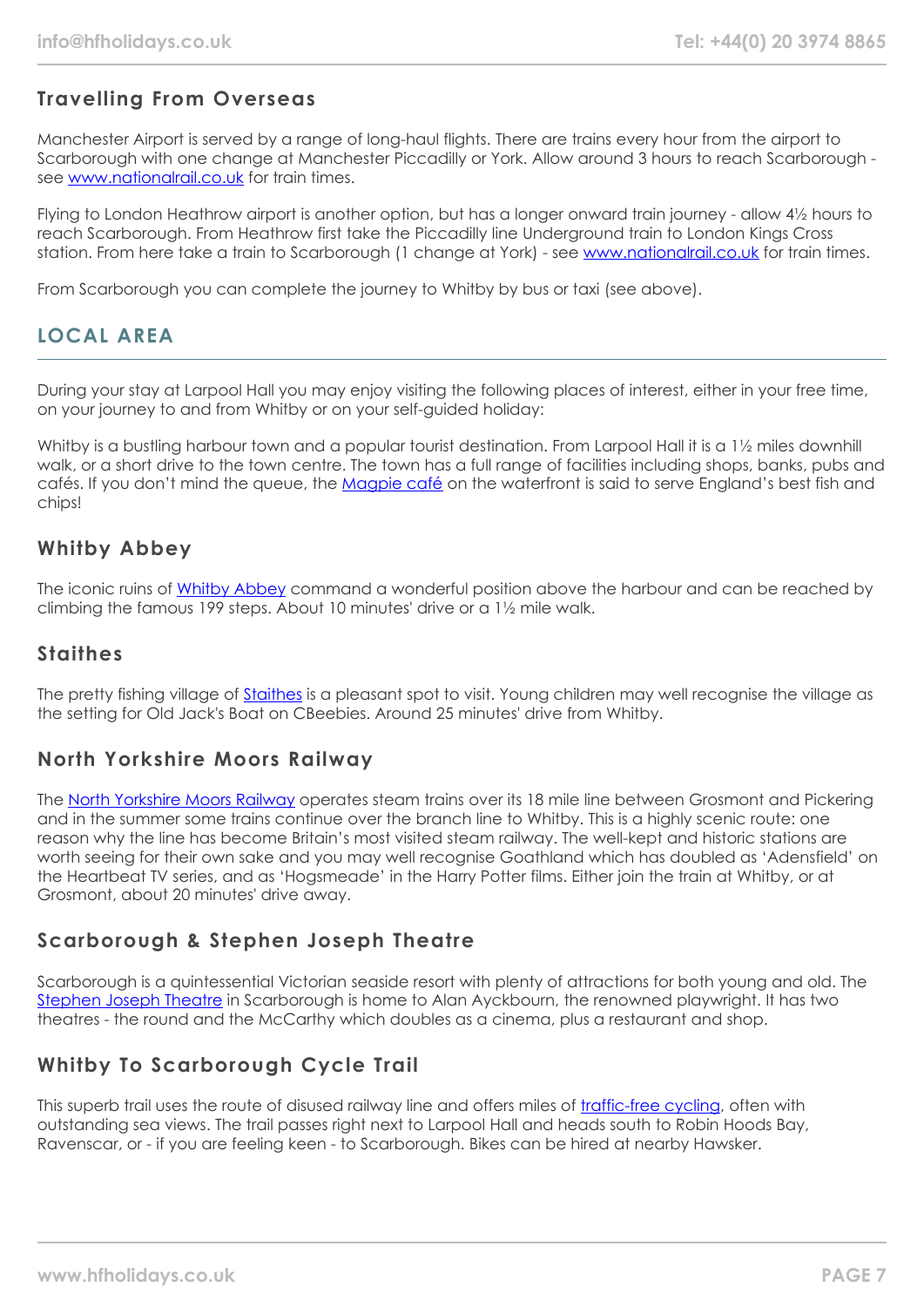### Travelling From Overseas

Manchester Airport is served by a range of long-haul flights. There are trains every hour from the airport to Scarborough with one change at Manchester Piccadilly or York. Allow around 3 hours to reach Scarborough - see [www.nationalrail.co.uk](http://www.nationalrail.co.uk) for train times.

Flying to London Heathrow airport is another option, but has a longer onward train journey - allow 4½ hours to reach Scarborough. From Heathrow first take the Piccadilly line Underground train to London Kings Cross station. From here take a train to Scarborough (1 change at York) - see [www.nationalrail.co.uk](http://www.nationalrail.co.uk) for train times.

From Scarborough you can complete the journey to Whitby by bus or taxi (see above).

## LOCAL AREA

During your stay at Larpool Hall you may enjoy visiting the following places of interest, either in your free time, on your journey to and from Whitby or on your self-guided holiday:

Whitby is a bustling harbour town and a popular tourist destination. From Larpool Hall it is a 1½ miles downhill walk, or a short drive to the town centre. The town has a full range of facilities including shops, banks, pubs and cafés. If you don't mind the queue, the Magpie café on the waterfront is said to serve England's best fish and chips!

### Whitby Abbey

The iconic ruins of Whitby Abbey command a wonderful position above the harbour and can be reached by climbing the famous 199 steps. About 10 minutes' drive or a 1½ mile walk.

### Staithes

The pretty fishing village of Staithes is a pleasant spot to visit. Young children may well recognise the village as the setting for Old Jack's Boat on CBeebies. Around 25 minutes' drive from Whitby.

### North Yorkshire Moors Railway

The North Yorkshire Moors Railway operates steam trains over its 18 mile line between Grosmont and Pickering and in the summer some trains continue over the branch line to Whitby. This is a highly scenic route: one reason why the line has become Britain's most visited steam railway. The well-kept and historic stations are worth seeing for their own sake and you may well recognise Goathland which has doubled as 'Adensfield' on the Heartbeat TV series, and as 'Hogsmeade' in the Harry Potter films. Either join the train at Whitby, or at Grosmont, about 20 minutes' drive away.

### Scarborough & Stephen Joseph Theatre

Scarborough is a quintessential Victorian seaside resort with plenty of attractions for both young and old. The Stephen Joseph Theatre in Scarborough is home to Alan Ayckbourn, the renowned playwright. It has two theatres - the round and the McCarthy which doubles as a cinema, plus a restaurant and shop.

### Whitby To Scarborough Cycle Trail

This superb trail uses the route of disused railway line and offers miles of traffic-free cycling, often with outstanding sea views. The trail passes right next to Larpool Hall and heads south to Robin Hoods Bay, Ravenscar, or - if you are feeling keen - to Scarborough. Bikes can be hired at nearby Hawsker.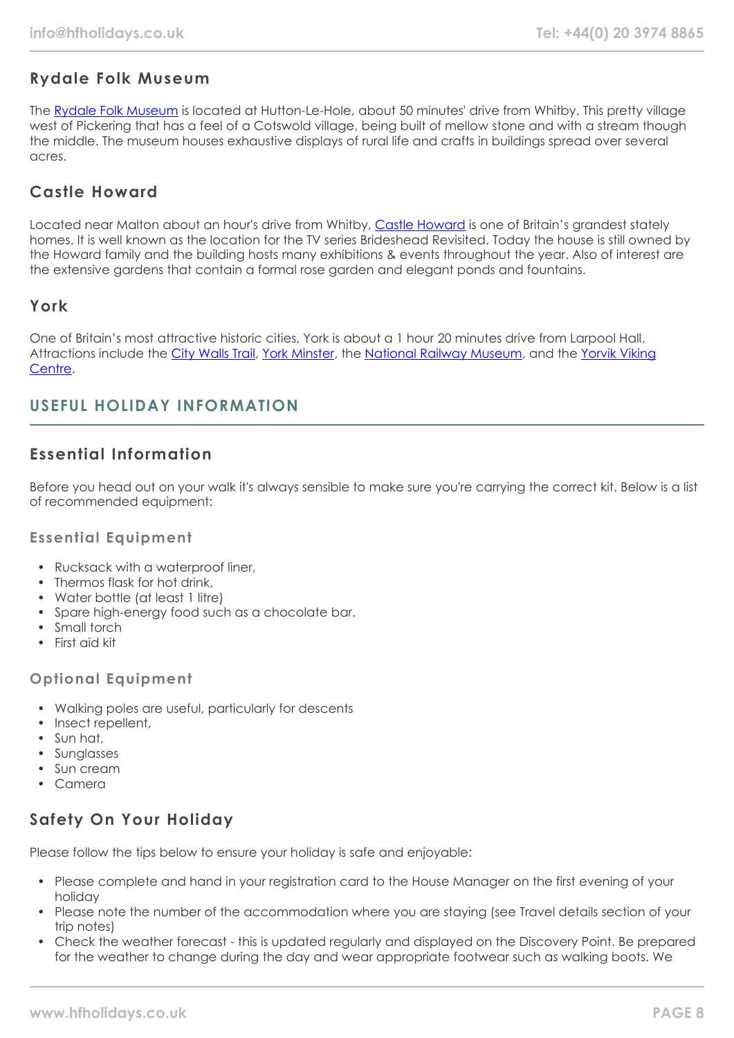### Rydale Folk Museum

The [Rydale Folk Museum](#) is located at Hutton-Le-Hole, about 50 minutes' drive from Whitby. This pretty village west of Pickering that has a feel of a Cotswold village, being built of mellow stone and with a stream though the middle. The museum houses exhaustive displays of rural life and crafts in buildings spread over several acres.

### Castle Howard

Located near Malton about an hour's drive from Whitby, [Castle Howard](#) is one of Britain's grandest stately homes. It is well known as the location for the TV series Brideshead Revisited. Today the house is still owned by the Howard family and the building hosts many exhibitions & events throughout the year. Also of interest are the extensive gardens that contain a formal rose garden and elegant ponds and fountains.

### York

One of Britain's most attractive historic cities, York is about a 1 hour 20 minutes drive from Larpool Hall. Attractions include the [City Walls Trail](#), [York Minster](#), the [National Railway Museum](#), and the [Yorvik Viking Centre](#).

## USEFUL HOLIDAY INFORMATION

### Essential Information

Before you head out on your walk it's always sensible to make sure you're carrying the correct kit. Below is a list of recommended equipment:

#### Essential Equipment

- Rucksack with a waterproof liner,
- Thermos flask for hot drink,
- Water bottle (at least 1 litre)
- Spare high-energy food such as a chocolate bar.
- Small torch
- First aid kit

#### Optional Equipment

- Walking poles are useful, particularly for descents
- Insect repellent,
- Sun hat,
- Sunglasses
- Sun cream
- Camera

### Safety On Your Holiday

Please follow the tips below to ensure your holiday is safe and enjoyable:

- Please complete and hand in your registration card to the House Manager on the first evening of your holiday
- Please note the number of the accommodation where you are staying (see Travel details section of your trip notes)
- Check the weather forecast - this is updated regularly and displayed on the Discovery Point. Be prepared for the weather to change during the day and wear appropriate footwear such as walking boots. We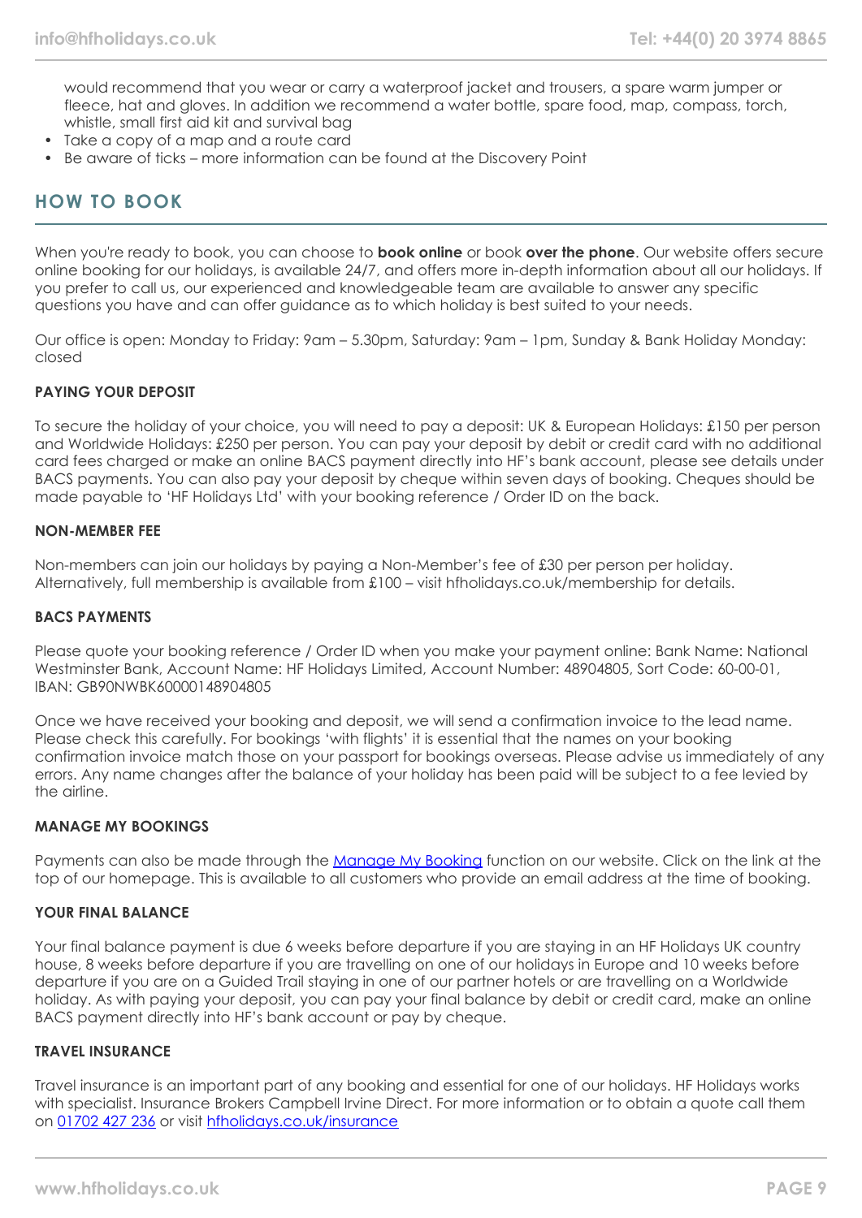would recommend that you wear or carry a waterproof jacket and trousers, a spare warm jumper or fleece, hat and gloves. In addition we recommend a water bottle, spare food, map, compass, torch, whistle, small first aid kit and survival bag
- Take a copy of a map and a route card
- Be aware of ticks – more information can be found at the Discovery Point

## HOW TO BOOK

When you're ready to book, you can choose to **book online** or book **over the phone**. Our website offers secure online booking for our holidays, is available 24/7, and offers more in-depth information about all our holidays. If you prefer to call us, our experienced and knowledgeable team are available to answer any specific questions you have and can offer guidance as to which holiday is best suited to your needs.

Our office is open: Monday to Friday: 9am – 5.30pm, Saturday: 9am – 1pm, Sunday & Bank Holiday Monday: closed

### PAYING YOUR DEPOSIT

To secure the holiday of your choice, you will need to pay a deposit: UK & European Holidays: £150 per person and Worldwide Holidays: £250 per person. You can pay your deposit by debit or credit card with no additional card fees charged or make an online BACS payment directly into HF's bank account, please see details under BACS payments. You can also pay your deposit by cheque within seven days of booking. Cheques should be made payable to 'HF Holidays Ltd' with your booking reference / Order ID on the back.

### NON-MEMBER FEE

Non-members can join our holidays by paying a Non-Member's fee of £30 per person per holiday. Alternatively, full membership is available from £100 – visit hfholidays.co.uk/membership for details.

### BACS PAYMENTS

Please quote your booking reference / Order ID when you make your payment online: Bank Name: National Westminster Bank, Account Name: HF Holidays Limited, Account Number: 48904805, Sort Code: 60-00-01, IBAN: GB90NWBK60000148904805

Once we have received your booking and deposit, we will send a confirmation invoice to the lead name. Please check this carefully. For bookings 'with flights' it is essential that the names on your booking confirmation invoice match those on your passport for bookings overseas. Please advise us immediately of any errors. Any name changes after the balance of your holiday has been paid will be subject to a fee levied by the airline.

### MANAGE MY BOOKINGS

Payments can also be made through the Manage My Booking function on our website. Click on the link at the top of our homepage. This is available to all customers who provide an email address at the time of booking.

### YOUR FINAL BALANCE

Your final balance payment is due 6 weeks before departure if you are staying in an HF Holidays UK country house, 8 weeks before departure if you are travelling on one of our holidays in Europe and 10 weeks before departure if you are on a Guided Trail staying in one of our partner hotels or are travelling on a Worldwide holiday. As with paying your deposit, you can pay your final balance by debit or credit card, make an online BACS payment directly into HF's bank account or pay by cheque.

### TRAVEL INSURANCE

Travel insurance is an important part of any booking and essential for one of our holidays. HF Holidays works with specialist. Insurance Brokers Campbell Irvine Direct. For more information or to obtain a quote call them on 01702 427 236 or visit hfholidays.co.uk/insurance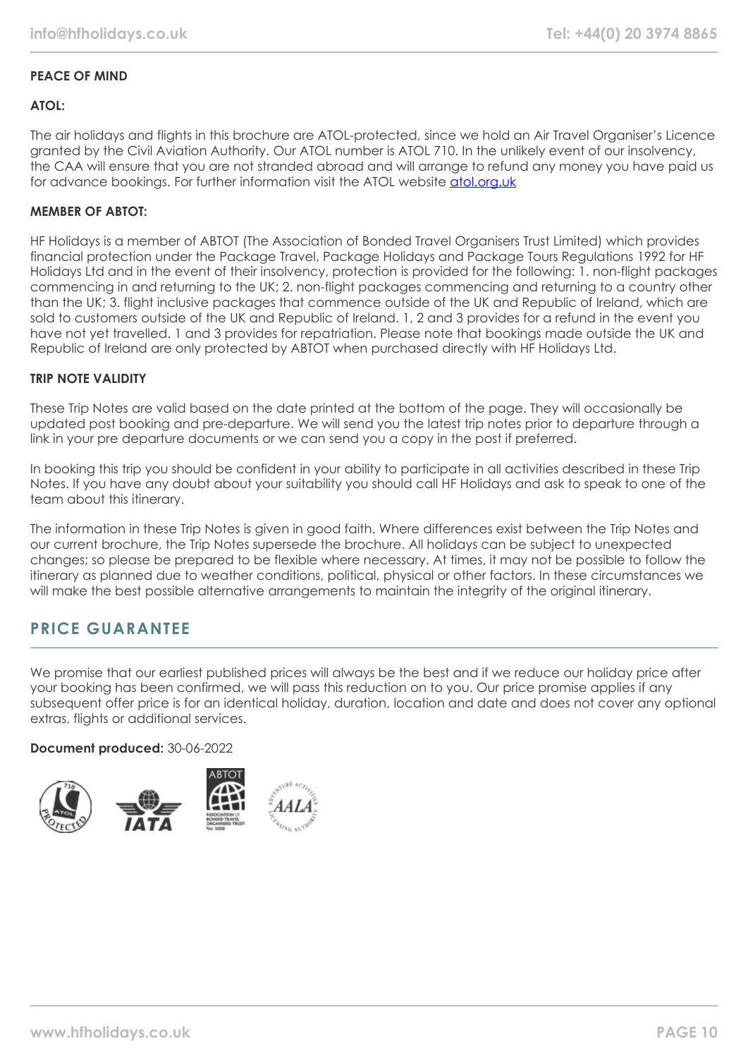**PEACE OF MIND**

**ATOL:**

The air holidays and flights in this brochure are ATOL-protected, since we hold an Air Travel Organiser's Licence granted by the Civil Aviation Authority. Our ATOL number is ATOL 710. In the unlikely event of our insolvency, the CAA will ensure that you are not stranded abroad and will arrange to refund any money you have paid us for advance bookings. For further information visit the ATOL website [atol.org.uk](atol.org.uk)

**MEMBER OF ABTOT:**

HF Holidays is a member of ABTOT (The Association of Bonded Travel Organisers Trust Limited) which provides financial protection under the Package Travel, Package Holidays and Package Tours Regulations 1992 for HF Holidays Ltd and in the event of their insolvency, protection is provided for the following: 1. non-flight packages commencing in and returning to the UK; 2. non-flight packages commencing and returning to a country other than the UK; 3. flight inclusive packages that commence outside of the UK and Republic of Ireland, which are sold to customers outside of the UK and Republic of Ireland. 1, 2 and 3 provides for a refund in the event you have not yet travelled. 1 and 3 provides for repatriation. Please note that bookings made outside the UK and Republic of Ireland are only protected by ABTOT when purchased directly with HF Holidays Ltd.

**TRIP NOTE VALIDITY**

These Trip Notes are valid based on the date printed at the bottom of the page. They will occasionally be updated post booking and pre-departure. We will send you the latest trip notes prior to departure through a link in your pre departure documents or we can send you a copy in the post if preferred.

In booking this trip you should be confident in your ability to participate in all activities described in these Trip Notes. If you have any doubt about your suitability you should call HF Holidays and ask to speak to one of the team about this itinerary.

The information in these Trip Notes is given in good faith. Where differences exist between the Trip Notes and our current brochure, the Trip Notes supersede the brochure. All holidays can be subject to unexpected changes; so please be prepared to be flexible where necessary. At times, it may not be possible to follow the itinerary as planned due to weather conditions, political, physical or other factors. In these circumstances we will make the best possible alternative arrangements to maintain the integrity of the original itinerary.

## PRICE GUARANTEE

We promise that our earliest published prices will always be the best and if we reduce our holiday price after your booking has been confirmed, we will pass this reduction on to you. Our price promise applies if any subsequent offer price is for an identical holiday, duration, location and date and does not cover any optional extras, flights or additional services.

**Document produced:** 30-06-2022